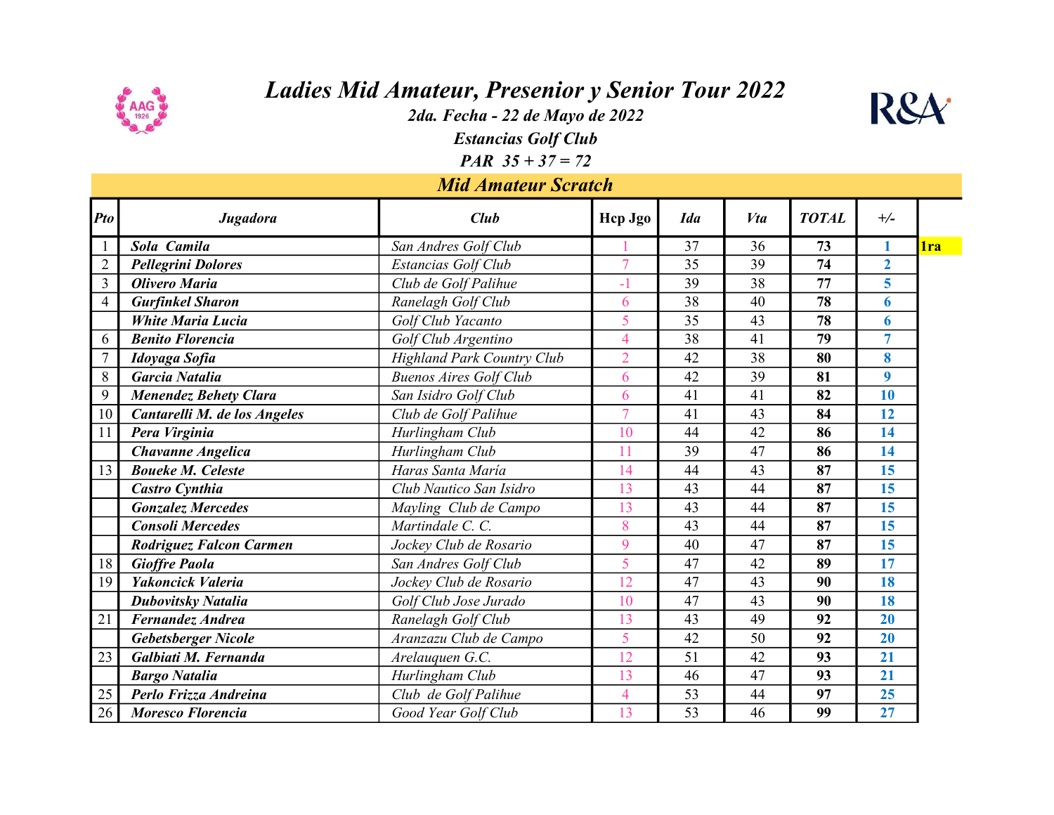# Ladies Mid Amateur, Presenior y Senior Tour 2022

### 2da. Fecha - 22 de Mayo de 2022

### Estancias Golf Club

### PAR 35 + 37 = 72

## Mid Amateur Scratch

| Pto | Jugadora | Club | Hcp Jgo | Ida | Vta | TOTAL | +/- | |
|---|---|---|---|---|---|---|---|---|
| 1 | **Sola Camila** | *San Andres Golf Club* | 1 | 37 | 36 | **73** | **1** | **1ra** |
| 2 | **Pellegrini Dolores** | *Estancias Golf Club* | 7 | 35 | 39 | **74** | **2** | |
| 3 | **Olivero Maria** | *Club de Golf Palihue* | -1 | 39 | 38 | **77** | **5** | |
| 4 | **Gurfinkel Sharon** | *Ranelagh Golf Club* | 6 | 38 | 40 | **78** | **6** | |
| | **White Maria Lucia** | *Golf Club Yacanto* | 5 | 35 | 43 | **78** | **6** | |
| 6 | **Benito Florencia** | *Golf Club Argentino* | 4 | 38 | 41 | **79** | **7** | |
| 7 | **Idoyaga Sofia** | *Highland Park Country Club* | 2 | 42 | 38 | **80** | **8** | |
| 8 | **Garcia Natalia** | *Buenos Aires Golf Club* | 6 | 42 | 39 | **81** | **9** | |
| 9 | **Menendez Behety Clara** | *San Isidro Golf Club* | 6 | 41 | 41 | **82** | **10** | |
| 10 | **Cantarelli M. de los Angeles** | *Club de Golf Palihue* | 7 | 41 | 43 | **84** | **12** | |
| 11 | **Pera Virginia** | *Hurlingham Club* | 10 | 44 | 42 | **86** | **14** | |
| | **Chavanne Angelica** | *Hurlingham Club* | 11 | 39 | 47 | **86** | **14** | |
| 13 | **Boueke M. Celeste** | *Haras Santa María* | 14 | 44 | 43 | **87** | **15** | |
| | **Castro Cynthia** | *Club Nautico San Isidro* | 13 | 43 | 44 | **87** | **15** | |
| | **Gonzalez Mercedes** | *Mayling Club de Campo* | 13 | 43 | 44 | **87** | **15** | |
| | **Consoli Mercedes** | *Martindale C. C.* | 8 | 43 | 44 | **87** | **15** | |
| | **Rodriguez Falcon Carmen** | *Jockey Club de Rosario* | 9 | 40 | 47 | **87** | **15** | |
| 18 | **Gioffre Paola** | *San Andres Golf Club* | 5 | 47 | 42 | **89** | **17** | |
| 19 | **Yakoncick Valeria** | *Jockey Club de Rosario* | 12 | 47 | 43 | **90** | **18** | |
| | **Dubovitsky Natalia** | *Golf Club Jose Jurado* | 10 | 47 | 43 | **90** | **18** | |
| 21 | **Fernandez Andrea** | *Ranelagh Golf Club* | 13 | 43 | 49 | **92** | **20** | |
| | **Gebetsberger Nicole** | *Aranzazu Club de Campo* | 5 | 42 | 50 | **92** | **20** | |
| 23 | **Galbiati M. Fernanda** | *Arelauquen G.C.* | 12 | 51 | 42 | **93** | **21** | |
| | **Bargo Natalia** | *Hurlingham Club* | 13 | 46 | 47 | **93** | **21** | |
| 25 | **Perlo Frizza Andreina** | *Club de Golf Palihue* | 4 | 53 | 44 | **97** | **25** | |
| 26 | **Moresco Florencia** | *Good Year Golf Club* | 13 | 53 | 46 | **99** | **27** | |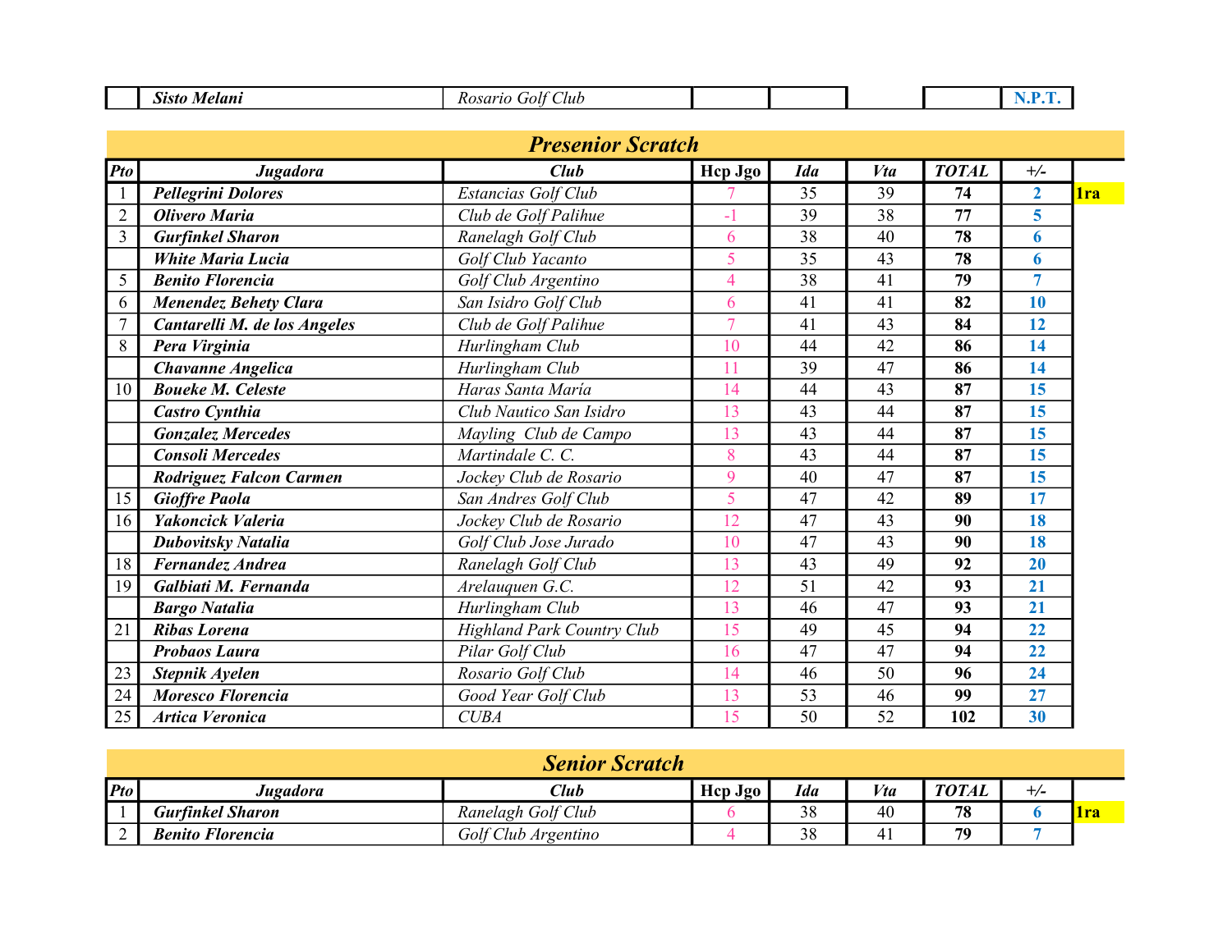| | Sisto Melani | Rosario Golf Club | | | | | N.P.T. | |
|---|---|---|---|---|---|---|---|---|

## Presenior Scratch

| Pto | Jugadora | Club | Hcp Jgo | Ida | Vta | TOTAL | +/- | |
|---|---|---|---|---|---|---|---|---|
| 1 | Pellegrini Dolores | Estancias Golf Club | 7 | 35 | 39 | 74 | 2 | 1ra |
| 2 | Olivero Maria | Club de Golf Palihue | -1 | 39 | 38 | 77 | 5 | |
| 3 | Gurfinkel Sharon | Ranelagh Golf Club | 6 | 38 | 40 | 78 | 6 | |
| | White Maria Lucia | Golf Club Yacanto | 5 | 35 | 43 | 78 | 6 | |
| 5 | Benito Florencia | Golf Club Argentino | 4 | 38 | 41 | 79 | 7 | |
| 6 | Menendez Behety Clara | San Isidro Golf Club | 6 | 41 | 41 | 82 | 10 | |
| 7 | Cantarelli M. de los Angeles | Club de Golf Palihue | 7 | 41 | 43 | 84 | 12 | |
| 8 | Pera Virginia | Hurlingham Club | 10 | 44 | 42 | 86 | 14 | |
| | Chavanne Angelica | Hurlingham Club | 11 | 39 | 47 | 86 | 14 | |
| 10 | Boueke M. Celeste | Haras Santa María | 14 | 44 | 43 | 87 | 15 | |
| | Castro Cynthia | Club Nautico San Isidro | 13 | 43 | 44 | 87 | 15 | |
| | Gonzalez Mercedes | Mayling Club de Campo | 13 | 43 | 44 | 87 | 15 | |
| | Consoli Mercedes | Martindale C. C. | 8 | 43 | 44 | 87 | 15 | |
| | Rodriguez Falcon Carmen | Jockey Club de Rosario | 9 | 40 | 47 | 87 | 15 | |
| 15 | Gioffre Paola | San Andres Golf Club | 5 | 47 | 42 | 89 | 17 | |
| 16 | Yakoncick Valeria | Jockey Club de Rosario | 12 | 47 | 43 | 90 | 18 | |
| | Dubovitsky Natalia | Golf Club Jose Jurado | 10 | 47 | 43 | 90 | 18 | |
| 18 | Fernandez Andrea | Ranelagh Golf Club | 13 | 43 | 49 | 92 | 20 | |
| 19 | Galbiati M. Fernanda | Arelauquen G.C. | 12 | 51 | 42 | 93 | 21 | |
| | Bargo Natalia | Hurlingham Club | 13 | 46 | 47 | 93 | 21 | |
| 21 | Ribas Lorena | Highland Park Country Club | 15 | 49 | 45 | 94 | 22 | |
| | Probaos Laura | Pilar Golf Club | 16 | 47 | 47 | 94 | 22 | |
| 23 | Stepnik Ayelen | Rosario Golf Club | 14 | 46 | 50 | 96 | 24 | |
| 24 | Moresco Florencia | Good Year Golf Club | 13 | 53 | 46 | 99 | 27 | |
| 25 | Artica Veronica | CUBA | 15 | 50 | 52 | 102 | 30 | |

## Senior Scratch

| Pto | Jugadora | Club | Hcp Jgo | Ida | Vta | TOTAL | +/- | |
|---|---|---|---|---|---|---|---|---|
| 1 | Gurfinkel Sharon | Ranelagh Golf Club | 6 | 38 | 40 | 78 | 6 | 1ra |
| 2 | Benito Florencia | Golf Club Argentino | 4 | 38 | 41 | 79 | 7 | |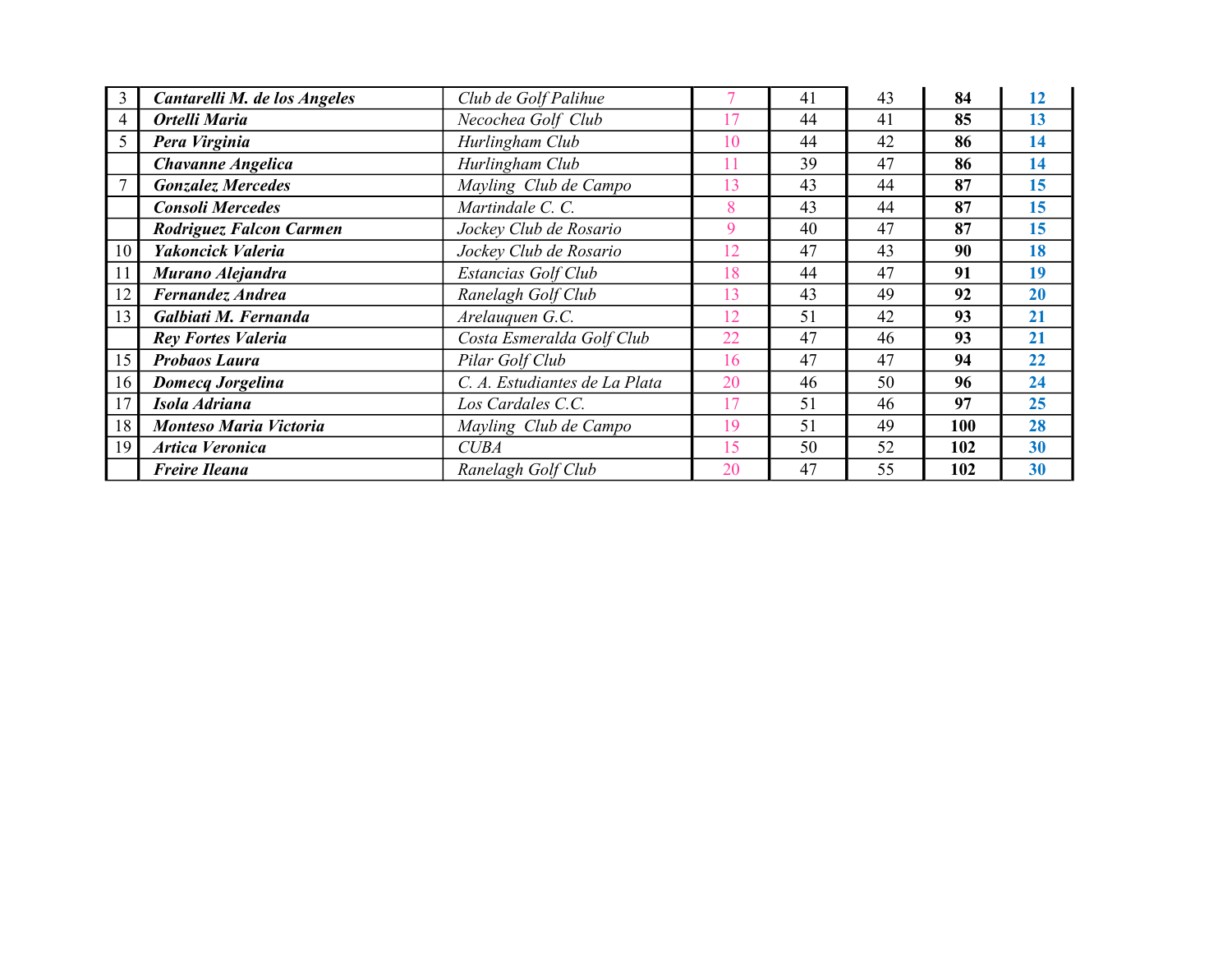| | | | | | | | |
|---|---|---|---|---|---|---|---|
| 3 | ***Cantarelli M. de los Angeles*** | *Club de Golf Palihue* | 7 | 41 | 43 | **84** | **12** |
| 4 | ***Ortelli Maria*** | *Necochea Golf Club* | 17 | 44 | 41 | **85** | **13** |
| 5 | ***Pera Virginia*** | *Hurlingham Club* | 10 | 44 | 42 | **86** | **14** |
| | ***Chavanne Angelica*** | *Hurlingham Club* | 11 | 39 | 47 | **86** | **14** |
| 7 | ***Gonzalez Mercedes*** | *Mayling Club de Campo* | 13 | 43 | 44 | **87** | **15** |
| | ***Consoli Mercedes*** | *Martindale C. C.* | 8 | 43 | 44 | **87** | **15** |
| | ***Rodriguez Falcon Carmen*** | *Jockey Club de Rosario* | 9 | 40 | 47 | **87** | **15** |
| 10 | ***Yakoncick Valeria*** | *Jockey Club de Rosario* | 12 | 47 | 43 | **90** | **18** |
| 11 | ***Murano Alejandra*** | *Estancias Golf Club* | 18 | 44 | 47 | **91** | **19** |
| 12 | ***Fernandez Andrea*** | *Ranelagh Golf Club* | 13 | 43 | 49 | **92** | **20** |
| 13 | ***Galbiati M. Fernanda*** | *Arelauquen G.C.* | 12 | 51 | 42 | **93** | **21** |
| | ***Rey Fortes Valeria*** | *Costa Esmeralda Golf Club* | 22 | 47 | 46 | **93** | **21** |
| 15 | ***Probaos Laura*** | *Pilar Golf Club* | 16 | 47 | 47 | **94** | **22** |
| 16 | ***Domecq Jorgelina*** | *C. A. Estudiantes de La Plata* | 20 | 46 | 50 | **96** | **24** |
| 17 | ***Isola Adriana*** | *Los Cardales C.C.* | 17 | 51 | 46 | **97** | **25** |
| 18 | ***Monteso Maria Victoria*** | *Mayling Club de Campo* | 19 | 51 | 49 | **100** | **28** |
| 19 | ***Artica Veronica*** | *CUBA* | 15 | 50 | 52 | **102** | **30** |
| | ***Freire Ileana*** | *Ranelagh Golf Club* | 20 | 47 | 55 | **102** | **30** |